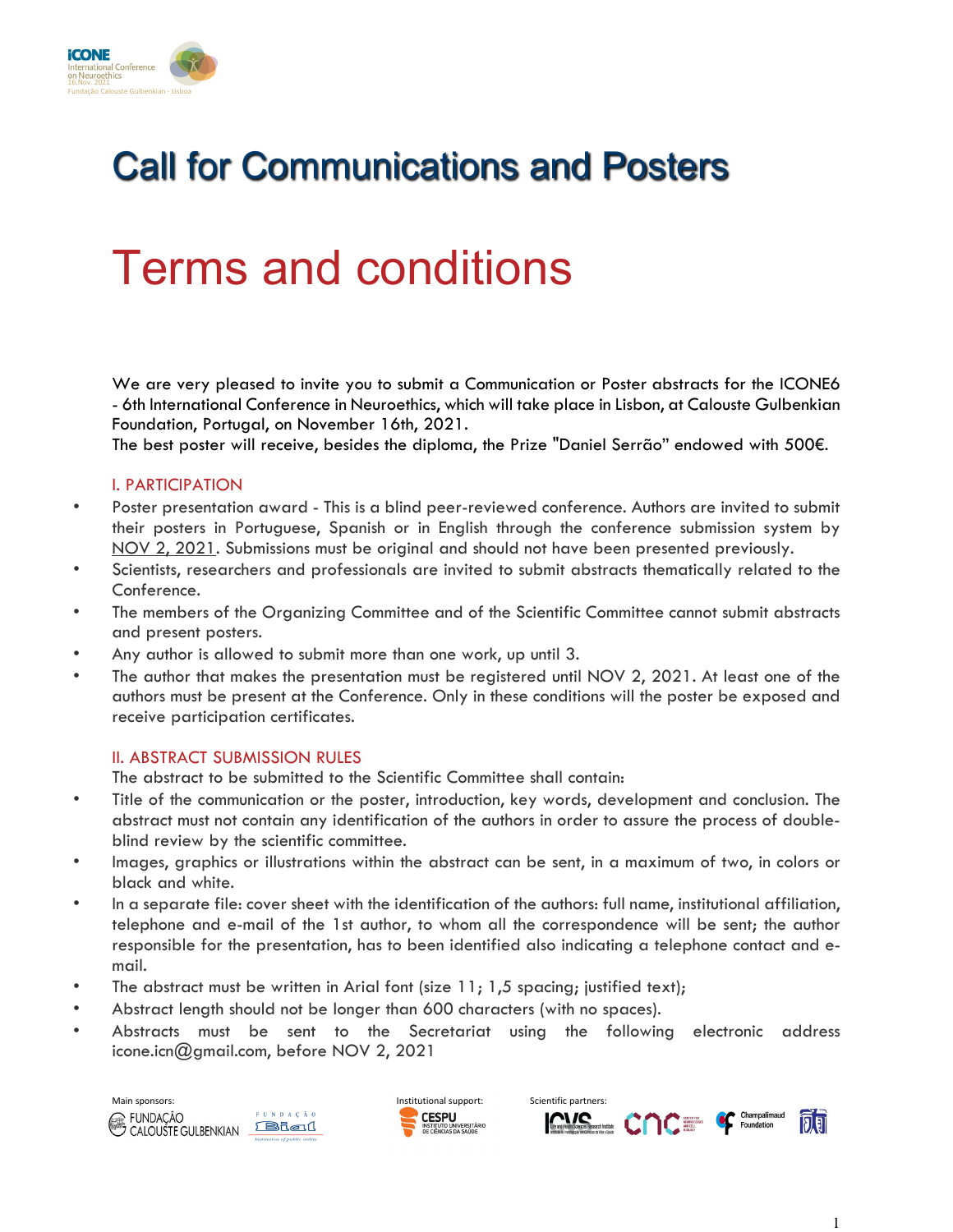# Call for Communications and Posters

# Terms and conditions

We are very pleased to invite you to submit a Communication or Poster abstracts for the ICONE6 - 6th International Conference in Neuroethics, which will take place in Lisbon, at Calouste Gulbenkian Foundation, Portugal, on November 16th, 2021.
The best poster will receive, besides the diploma, the Prize "Daniel Serrão" endowed with 500€.

## I. PARTICIPATION

- Poster presentation award - This is a blind peer-reviewed conference. Authors are invited to submit their posters in Portuguese, Spanish or in English through the conference submission system by NOV 2, 2021. Submissions must be original and should not have been presented previously.
- Scientists, researchers and professionals are invited to submit abstracts thematically related to the Conference.
- The members of the Organizing Committee and of the Scientific Committee cannot submit abstracts and present posters.
- Any author is allowed to submit more than one work, up until 3.
- The author that makes the presentation must be registered until NOV 2, 2021. At least one of the authors must be present at the Conference. Only in these conditions will the poster be exposed and receive participation certificates.

## II. ABSTRACT SUBMISSION RULES

The abstract to be submitted to the Scientific Committee shall contain:

- Title of the communication or the poster, introduction, key words, development and conclusion. The abstract must not contain any identification of the authors in order to assure the process of double-blind review by the scientific committee.
- Images, graphics or illustrations within the abstract can be sent, in a maximum of two, in colors or black and white.
- In a separate file: cover sheet with the identification of the authors: full name, institutional affiliation, telephone and e-mail of the 1st author, to whom all the correspondence will be sent; the author responsible for the presentation, has to been identified also indicating a telephone contact and e-mail.
- The abstract must be written in Arial font (size 11; 1,5 spacing; justified text);
- Abstract length should not be longer than 600 characters (with no spaces).
- Abstracts must be sent to the Secretariat using the following electronic address icone.icn@gmail.com, before NOV 2, 2021

Main sponsors: Fundação Calouste Gulbenkian, Fundação Bial

Institutional support: CESPU Instituto Universitário de Ciências da Saúde

Scientific partners: ICVS, CNC, Champalimaud Foundation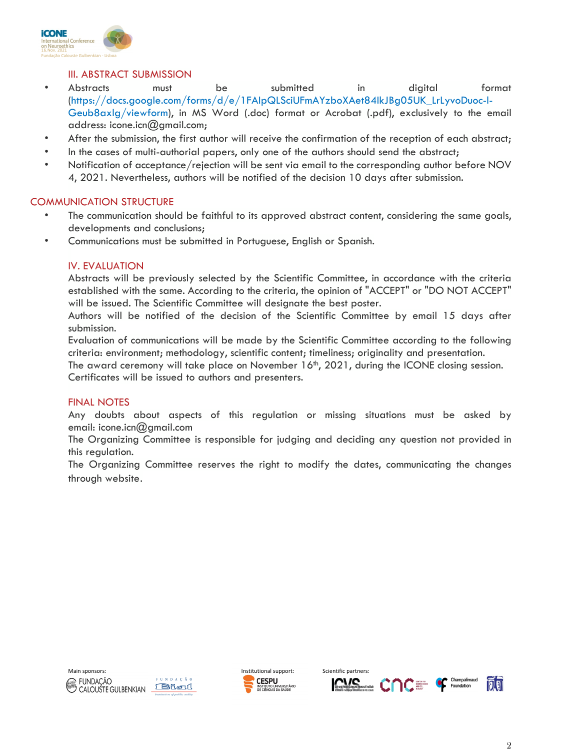## III. ABSTRACT SUBMISSION

- Abstracts must be submitted in digital format (https://docs.google.com/forms/d/e/1FAIpQLSciUFmAYzboXAet84lkJBg05UK_LrLyvoDuoc-I-Geub8axlg/viewform), in MS Word (.doc) format or Acrobat (.pdf), exclusively to the email address: icone.icn@gmail.com;
- After the submission, the first author will receive the confirmation of the reception of each abstract;
- In the cases of multi-authorial papers, only one of the authors should send the abstract;
- Notification of acceptance/rejection will be sent via email to the corresponding author before NOV 4, 2021. Nevertheless, authors will be notified of the decision 10 days after submission.

## COMMUNICATION STRUCTURE

- The communication should be faithful to its approved abstract content, considering the same goals, developments and conclusions;
- Communications must be submitted in Portuguese, English or Spanish.

## IV. EVALUATION

Abstracts will be previously selected by the Scientific Committee, in accordance with the criteria established with the same. According to the criteria, the opinion of "ACCEPT" or "DO NOT ACCEPT" will be issued. The Scientific Committee will designate the best poster.
Authors will be notified of the decision of the Scientific Committee by email 15 days after submission.
Evaluation of communications will be made by the Scientific Committee according to the following criteria: environment; methodology, scientific content; timeliness; originality and presentation.
The award ceremony will take place on November 16th, 2021, during the ICONE closing session.
Certificates will be issued to authors and presenters.

## FINAL NOTES

Any doubts about aspects of this regulation or missing situations must be asked by email: icone.icn@gmail.com
The Organizing Committee is responsible for judging and deciding any question not provided in this regulation.
The Organizing Committee reserves the right to modify the dates, communicating the changes through website.

Main sponsors: Fundação Calouste Gulbenkian, Fundação Bial

Institutional support: CESPU

Scientific partners: ICVS, CNC, Champalimaud Foundation